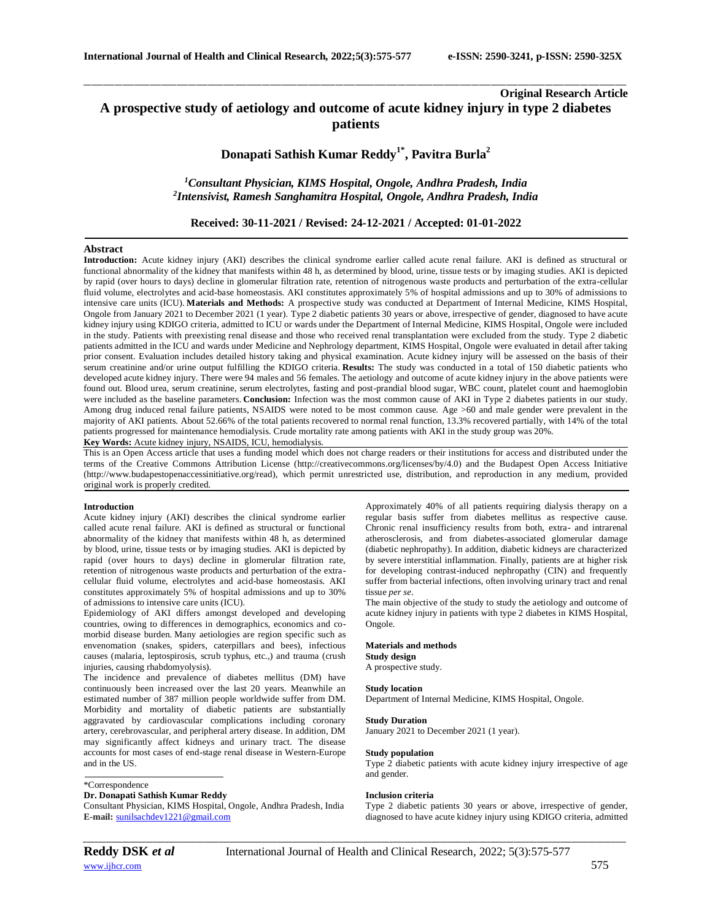**Original Research Article**

# A prospective study of aetiology and outcome of acute kidney injury in type 2 diabetes patients

**Donapati Sathish Kumar Reddy[1*], Pavitra Burla[2]**

*[1]Consultant Physician, KIMS Hospital, Ongole, Andhra Pradesh, India*
*[2]Intensivist, Ramesh Sanghamitra Hospital, Ongole, Andhra Pradesh, India*

**Received: 30-11-2021 / Revised: 24-12-2021 / Accepted: 01-01-2022**

## Abstract

**Introduction:** Acute kidney injury (AKI) describes the clinical syndrome earlier called acute renal failure. AKI is defined as structural or functional abnormality of the kidney that manifests within 48 h, as determined by blood, urine, tissue tests or by imaging studies. AKI is depicted by rapid (over hours to days) decline in glomerular filtration rate, retention of nitrogenous waste products and perturbation of the extra-cellular fluid volume, electrolytes and acid-base homeostasis. AKI constitutes approximately 5% of hospital admissions and up to 30% of admissions to intensive care units (ICU). **Materials and Methods:** A prospective study was conducted at Department of Internal Medicine, KIMS Hospital, Ongole from January 2021 to December 2021 (1 year). Type 2 diabetic patients 30 years or above, irrespective of gender, diagnosed to have acute kidney injury using KDIGO criteria, admitted to ICU or wards under the Department of Internal Medicine, KIMS Hospital, Ongole were included in the study. Patients with preexisting renal disease and those who received renal transplantation were excluded from the study. Type 2 diabetic patients admitted in the ICU and wards under Medicine and Nephrology department, KIMS Hospital, Ongole were evaluated in detail after taking prior consent. Evaluation includes detailed history taking and physical examination. Acute kidney injury will be assessed on the basis of their serum creatinine and/or urine output fulfilling the KDIGO criteria. **Results:** The study was conducted in a total of 150 diabetic patients who developed acute kidney injury. There were 94 males and 56 females. The aetiology and outcome of acute kidney injury in the above patients were found out. Blood urea, serum creatinine, serum electrolytes, fasting and post-prandial blood sugar, WBC count, platelet count and haemoglobin were included as the baseline parameters. **Conclusion:** Infection was the most common cause of AKI in Type 2 diabetes patients in our study. Among drug induced renal failure patients, NSAIDS were noted to be most common cause. Age >60 and male gender were prevalent in the majority of AKI patients. About 52.66% of the total patients recovered to normal renal function, 13.3% recovered partially, with 14% of the total patients progressed for maintenance hemodialysis. Crude mortality rate among patients with AKI in the study group was 20%.

**Key Words:** Acute kidney injury, NSAIDS, ICU, hemodialysis.

This is an Open Access article that uses a funding model which does not charge readers or their institutions for access and distributed under the terms of the Creative Commons Attribution License (http://creativecommons.org/licenses/by/4.0) and the Budapest Open Access Initiative (http://www.budapestopenaccessinitiative.org/read), which permit unrestricted use, distribution, and reproduction in any medium, provided original work is properly credited.

## Introduction

Acute kidney injury (AKI) describes the clinical syndrome earlier called acute renal failure. AKI is defined as structural or functional abnormality of the kidney that manifests within 48 h, as determined by blood, urine, tissue tests or by imaging studies. AKI is depicted by rapid (over hours to days) decline in glomerular filtration rate, retention of nitrogenous waste products and perturbation of the extra-cellular fluid volume, electrolytes and acid-base homeostasis. AKI constitutes approximately 5% of hospital admissions and up to 30% of admissions to intensive care units (ICU).

Epidemiology of AKI differs amongst developed and developing countries, owing to differences in demographics, economics and co-morbid disease burden. Many aetiologies are region specific such as envenomation (snakes, spiders, caterpillars and bees), infectious causes (malaria, leptospirosis, scrub typhus, etc.,) and trauma (crush injuries, causing rhabdomyolysis).

The incidence and prevalence of diabetes mellitus (DM) have continuously been increased over the last 20 years. Meanwhile an estimated number of 387 million people worldwide suffer from DM. Morbidity and mortality of diabetic patients are substantially aggravated by cardiovascular complications including coronary artery, cerebrovascular, and peripheral artery disease. In addition, DM may significantly affect kidneys and urinary tract. The disease accounts for most cases of end-stage renal disease in Western-Europe and in the US.

Approximately 40% of all patients requiring dialysis therapy on a regular basis suffer from diabetes mellitus as respective cause. Chronic renal insufficiency results from both, extra- and intrarenal atherosclerosis, and from diabetes-associated glomerular damage (diabetic nephropathy). In addition, diabetic kidneys are characterized by severe interstitial inflammation. Finally, patients are at higher risk for developing contrast-induced nephropathy (CIN) and frequently suffer from bacterial infections, often involving urinary tract and renal tissue *per se*.

The main objective of the study to study the aetiology and outcome of acute kidney injury in patients with type 2 diabetes in KIMS Hospital, Ongole.

## Materials and methods

### Study design

A prospective study.

### Study location

Department of Internal Medicine, KIMS Hospital, Ongole.

### Study Duration

January 2021 to December 2021 (1 year).

### Study population

Type 2 diabetic patients with acute kidney injury irrespective of age and gender.

### Inclusion criteria

Type 2 diabetic patients 30 years or above, irrespective of gender, diagnosed to have acute kidney injury using KDIGO criteria, admitted

\*Correspondence

**Dr. Donapati Sathish Kumar Reddy**

Consultant Physician, KIMS Hospital, Ongole, Andhra Pradesh, India

**E-mail:** sunilsachdev1221@gmail.com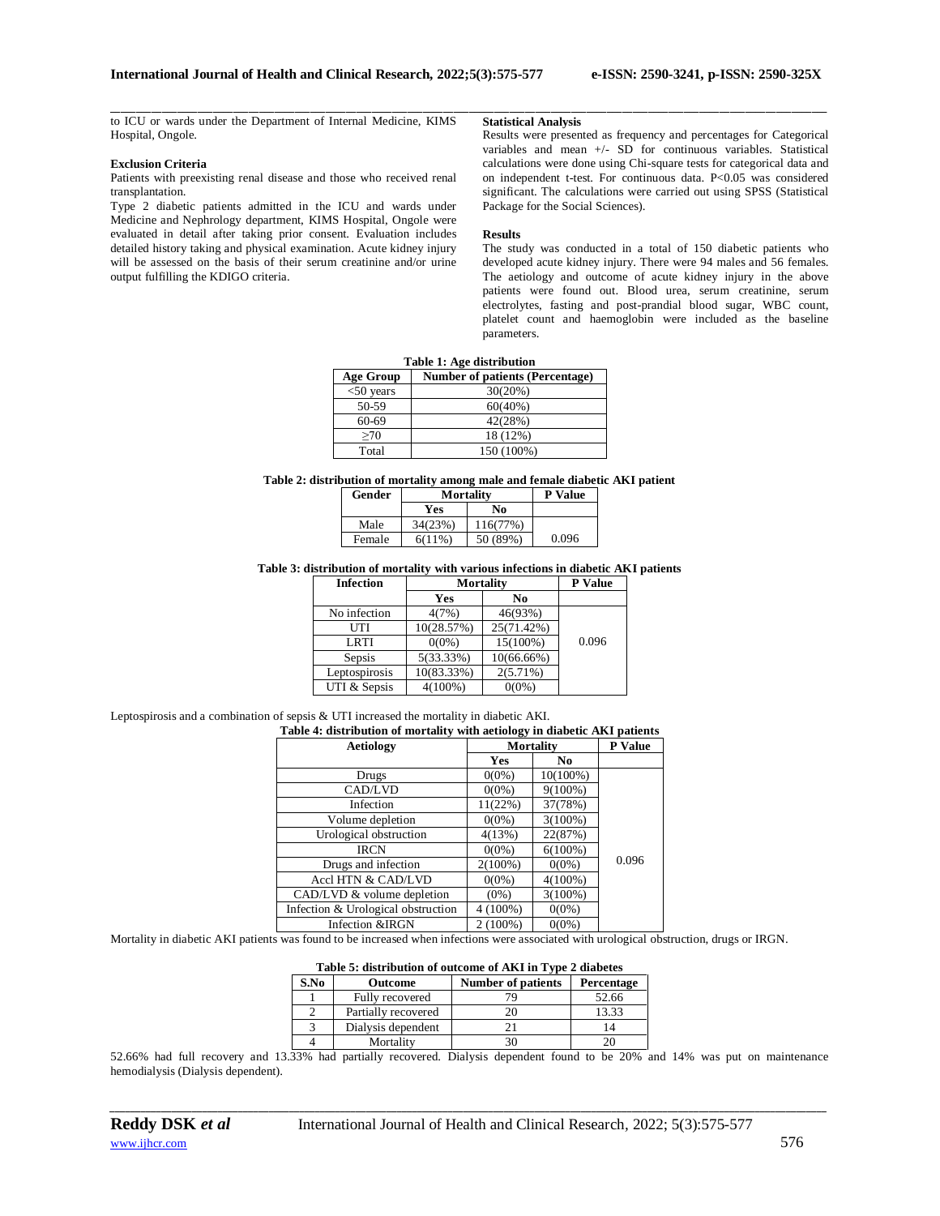to ICU or wards under the Department of Internal Medicine, KIMS Hospital, Ongole.

### Exclusion Criteria

Patients with preexisting renal disease and those who received renal transplantation.

Type 2 diabetic patients admitted in the ICU and wards under Medicine and Nephrology department, KIMS Hospital, Ongole were evaluated in detail after taking prior consent. Evaluation includes detailed history taking and physical examination. Acute kidney injury will be assessed on the basis of their serum creatinine and/or urine output fulfilling the KDIGO criteria.

### Statistical Analysis

Results were presented as frequency and percentages for Categorical variables and mean +/- SD for continuous variables. Statistical calculations were done using Chi-square tests for categorical data and on independent t-test. For continuous data. P<0.05 was considered significant. The calculations were carried out using SPSS (Statistical Package for the Social Sciences).

### Results

The study was conducted in a total of 150 diabetic patients who developed acute kidney injury. There were 94 males and 56 females. The aetiology and outcome of acute kidney injury in the above patients were found out. Blood urea, serum creatinine, serum electrolytes, fasting and post-prandial blood sugar, WBC count, platelet count and haemoglobin were included as the baseline parameters.

**Table 1: Age distribution**

| Age Group | Number of patients (Percentage) |
|---|---|
| <50 years | 30(20%) |
| 50-59 | 60(40%) |
| 60-69 | 42(28%) |
| ≥70 | 18 (12%) |
| Total | 150 (100%) |

**Table 2: distribution of mortality among male and female diabetic AKI patient**

| Gender | Mortality | | P Value |
|---|---|---|---|
| | Yes | No | |
| Male | 34(23%) | 116(77%) | |
| Female | 6(11%) | 50 (89%) | 0.096 |

**Table 3: distribution of mortality with various infections in diabetic AKI patients**

| Infection | Mortality | | P Value |
|---|---|---|---|
| | Yes | No | |
| No infection | 4(7%) | 46(93%) | 0.096 |
| UTI | 10(28.57%) | 25(71.42%) | |
| LRTI | 0(0%) | 15(100%) | |
| Sepsis | 5(33.33%) | 10(66.66%) | |
| Leptospirosis | 10(83.33%) | 2(5.71%) | |
| UTI & Sepsis | 4(100%) | 0(0%) | |

Leptospirosis and a combination of sepsis & UTI increased the mortality in diabetic AKI.

**Table 4: distribution of mortality with aetiology in diabetic AKI patients**

| Aetiology | Mortality | | P Value |
|---|---|---|---|
| | Yes | No | |
| Drugs | 0(0%) | 10(100%) | 0.096 |
| CAD/LVD | 0(0%) | 9(100%) | |
| Infection | 11(22%) | 37(78%) | |
| Volume depletion | 0(0%) | 3(100%) | |
| Urological obstruction | 4(13%) | 22(87%) | |
| IRCN | 0(0%) | 6(100%) | |
| Drugs and infection | 2(100%) | 0(0%) | |
| Accl HTN & CAD/LVD | 0(0%) | 4(100%) | |
| CAD/LVD & volume depletion | (0%) | 3(100%) | |
| Infection & Urological obstruction | 4 (100%) | 0(0%) | |
| Infection &IRGN | 2 (100%) | 0(0%) | |

Mortality in diabetic AKI patients was found to be increased when infections were associated with urological obstruction, drugs or IRGN.

**Table 5: distribution of outcome of AKI in Type 2 diabetes**

| S.No | Outcome | Number of patients | Percentage |
|---|---|---|---|
| 1 | Fully recovered | 79 | 52.66 |
| 2 | Partially recovered | 20 | 13.33 |
| 3 | Dialysis dependent | 21 | 14 |
| 4 | Mortality | 30 | 20 |

52.66% had full recovery and 13.33% had partially recovered. Dialysis dependent found to be 20% and 14% was put on maintenance hemodialysis (Dialysis dependent).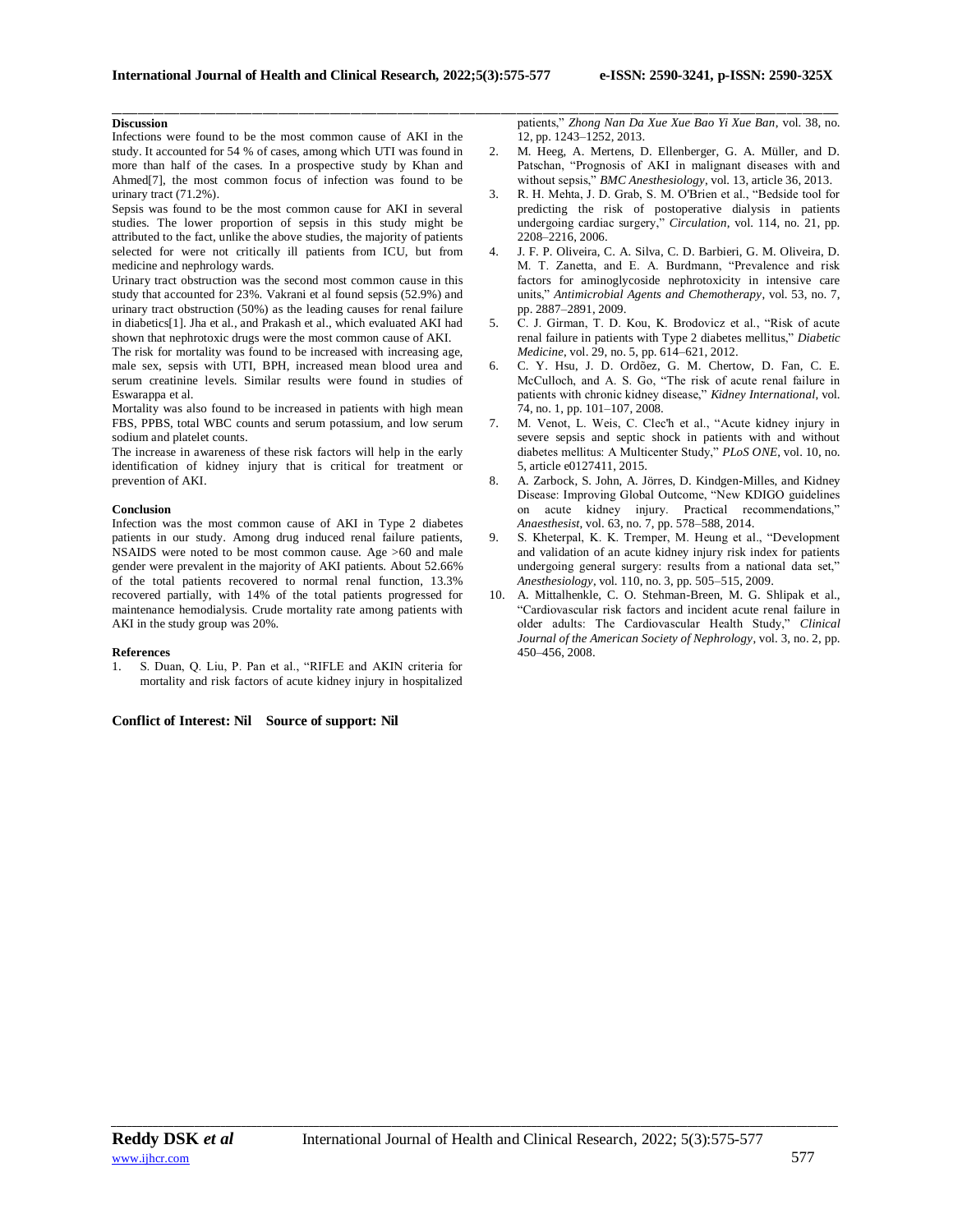## Discussion

Infections were found to be the most common cause of AKI in the study. It accounted for 54 % of cases, among which UTI was found in more than half of the cases. In a prospective study by Khan and Ahmed[7], the most common focus of infection was found to be urinary tract (71.2%).

Sepsis was found to be the most common cause for AKI in several studies. The lower proportion of sepsis in this study might be attributed to the fact, unlike the above studies, the majority of patients selected for were not critically ill patients from ICU, but from medicine and nephrology wards.

Urinary tract obstruction was the second most common cause in this study that accounted for 23%. Vakrani et al found sepsis (52.9%) and urinary tract obstruction (50%) as the leading causes for renal failure in diabetics[1]. Jha et al., and Prakash et al., which evaluated AKI had shown that nephrotoxic drugs were the most common cause of AKI.

The risk for mortality was found to be increased with increasing age, male sex, sepsis with UTI, BPH, increased mean blood urea and serum creatinine levels. Similar results were found in studies of Eswarappa et al.

Mortality was also found to be increased in patients with high mean FBS, PPBS, total WBC counts and serum potassium, and low serum sodium and platelet counts.

The increase in awareness of these risk factors will help in the early identification of kidney injury that is critical for treatment or prevention of AKI.

## Conclusion

Infection was the most common cause of AKI in Type 2 diabetes patients in our study. Among drug induced renal failure patients, NSAIDS were noted to be most common cause. Age >60 and male gender were prevalent in the majority of AKI patients. About 52.66% of the total patients recovered to normal renal function, 13.3% recovered partially, with 14% of the total patients progressed for maintenance hemodialysis. Crude mortality rate among patients with AKI in the study group was 20%.

## References

1. S. Duan, Q. Liu, P. Pan et al., "RIFLE and AKIN criteria for mortality and risk factors of acute kidney injury in hospitalized patients," *Zhong Nan Da Xue Xue Bao Yi Xue Ban*, vol. 38, no. 12, pp. 1243–1252, 2013.
2. M. Heeg, A. Mertens, D. Ellenberger, G. A. Müller, and D. Patschan, "Prognosis of AKI in malignant diseases with and without sepsis," *BMC Anesthesiology*, vol. 13, article 36, 2013.
3. R. H. Mehta, J. D. Grab, S. M. O'Brien et al., "Bedside tool for predicting the risk of postoperative dialysis in patients undergoing cardiac surgery," *Circulation*, vol. 114, no. 21, pp. 2208–2216, 2006.
4. J. F. P. Oliveira, C. A. Silva, C. D. Barbieri, G. M. Oliveira, D. M. T. Zanetta, and E. A. Burdmann, "Prevalence and risk factors for aminoglycoside nephrotoxicity in intensive care units," *Antimicrobial Agents and Chemotherapy*, vol. 53, no. 7, pp. 2887–2891, 2009.
5. C. J. Girman, T. D. Kou, K. Brodovicz et al., "Risk of acute renal failure in patients with Type 2 diabetes mellitus," *Diabetic Medicine*, vol. 29, no. 5, pp. 614–621, 2012.
6. C. Y. Hsu, J. D. Ordõez, G. M. Chertow, D. Fan, C. E. McCulloch, and A. S. Go, "The risk of acute renal failure in patients with chronic kidney disease," *Kidney International*, vol. 74, no. 1, pp. 101–107, 2008.
7. M. Venot, L. Weis, C. Clec'h et al., "Acute kidney injury in severe sepsis and septic shock in patients with and without diabetes mellitus: A Multicenter Study," *PLoS ONE*, vol. 10, no. 5, article e0127411, 2015.
8. A. Zarbock, S. John, A. Jörres, D. Kindgen-Milles, and Kidney Disease: Improving Global Outcome, "New KDIGO guidelines on acute kidney injury. Practical recommendations," *Anaesthesist*, vol. 63, no. 7, pp. 578–588, 2014.
9. S. Kheterpal, K. K. Tremper, M. Heung et al., "Development and validation of an acute kidney injury risk index for patients undergoing general surgery: results from a national data set," *Anesthesiology*, vol. 110, no. 3, pp. 505–515, 2009.
10. A. Mittalhenkle, C. O. Stehman-Breen, M. G. Shlipak et al., "Cardiovascular risk factors and incident acute renal failure in older adults: The Cardiovascular Health Study," *Clinical Journal of the American Society of Nephrology*, vol. 3, no. 2, pp. 450–456, 2008.

**Conflict of Interest: Nil Source of support: Nil**